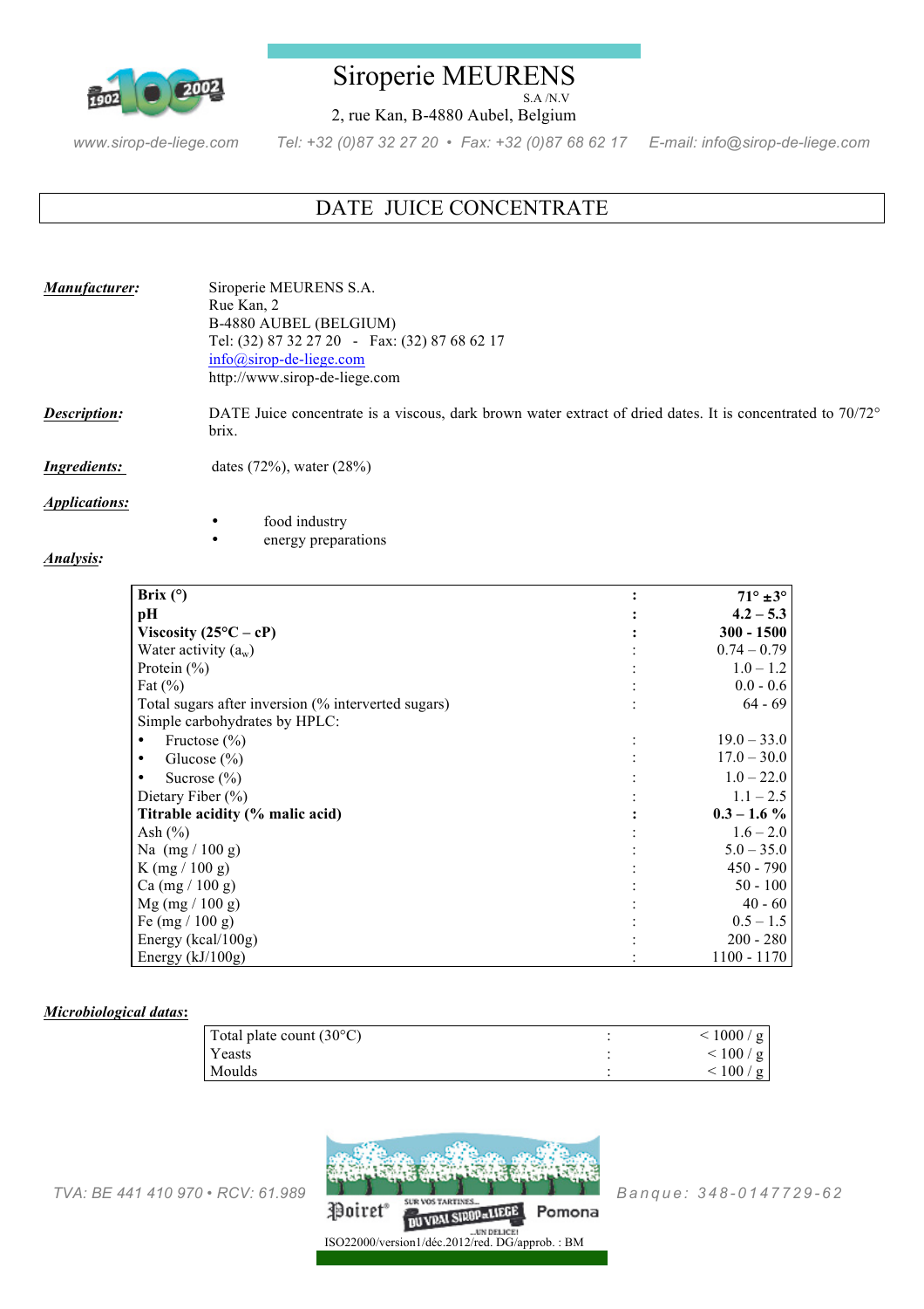# Siroperie MEURENS

S.A /N.V

2, rue Kan, B-4880 Aubel, Belgium

www.sirop-de-liege.com   Tel: +32 (0)87 32 27 20 • Fax: +32 (0)87 68 62 17   E-mail: info@sirop-de-liege.com

## DATE JUICE CONCENTRATE

***Manufacturer:***

Siroperie MEURENS S.A.
Rue Kan, 2
B-4880 AUBEL (BELGIUM)
Tel: (32) 87 32 27 20 - Fax: (32) 87 68 62 17
info@sirop-de-liege.com
http://www.sirop-de-liege.com

***Description:*** DATE Juice concentrate is a viscous, dark brown water extract of dried dates. It is concentrated to 70/72° brix.

***Ingredients:*** dates (72%), water (28%)

***Applications:***

- food industry
- energy preparations

***Analysis:***

| Parameter | | Value |
|---|---|---|
| **Brix (°)** | **:** | **71° ±3°** |
| **pH** | **:** | **4.2 – 5.3** |
| **Viscosity (25°C – cP)** | **:** | **300 - 1500** |
| Water activity ($a_w$) | : | 0.74 – 0.79 |
| Protein (%) | : | 1.0 – 1.2 |
| Fat (%) | : | 0.0 - 0.6 |
| Total sugars after inversion (% interverted sugars) | : | 64 - 69 |
| Simple carbohydrates by HPLC: | | |
| • Fructose (%) | : | 19.0 – 33.0 |
| • Glucose (%) | : | 17.0 – 30.0 |
| • Sucrose (%) | : | 1.0 – 22.0 |
| Dietary Fiber (%) | : | 1.1 – 2.5 |
| **Titrable acidity (% malic acid)** | **:** | **0.3 – 1.6 %** |
| Ash (%) | : | 1.6 – 2.0 |
| Na (mg / 100 g) | : | 5.0 – 35.0 |
| K (mg / 100 g) | : | 450 - 790 |
| Ca (mg / 100 g) | : | 50 - 100 |
| Mg (mg / 100 g) | : | 40 - 60 |
| Fe (mg / 100 g) | : | 0.5 – 1.5 |
| Energy (kcal/100g) | : | 200 - 280 |
| Energy (kJ/100g) | : | 1100 - 1170 |

***Microbiological datas:***

| Parameter | | Value |
|---|---|---|
| Total plate count (30°C) | : | < 1000 / g |
| Yeasts | : | < 100 / g |
| Moulds | : | < 100 / g |

TVA: BE 441 410 970 • RCV: 61.989   Banque: 348-0147729-62

ISO22000/version1/déc.2012/red. DG/approb. : BM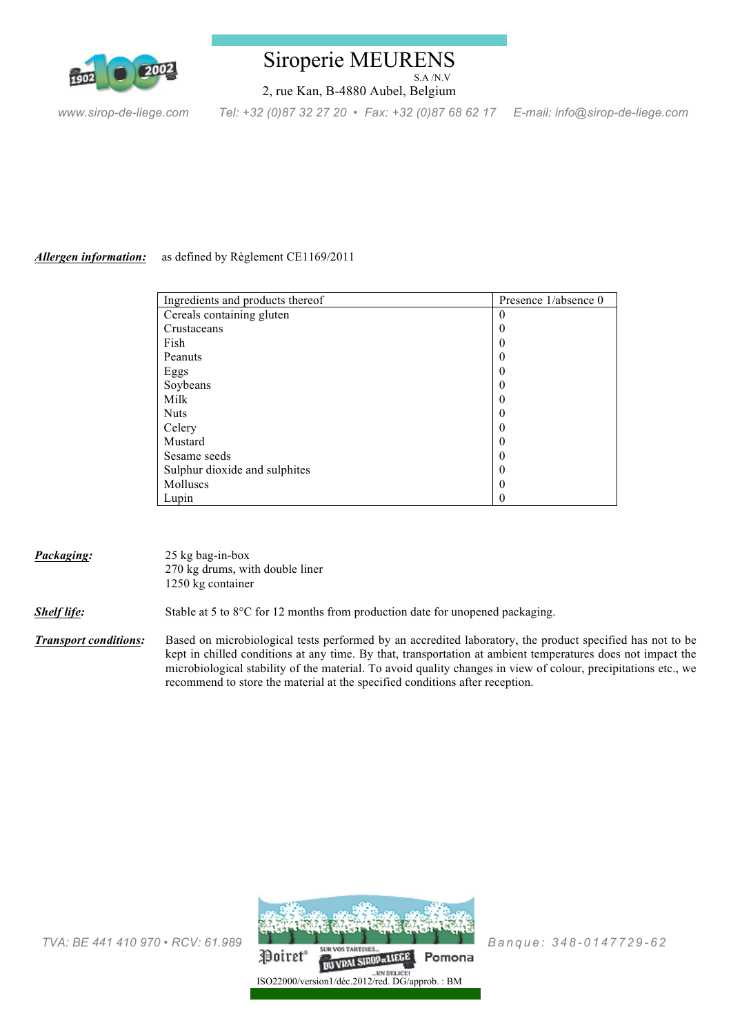# Siroperie MEURENS

S.A /N.V

2, rue Kan, B-4880 Aubel, Belgium

www.sirop-de-liege.com Tel: +32 (0)87 32 27 20 • Fax: +32 (0)87 68 62 17 E-mail: info@sirop-de-liege.com

***Allergen information:*** as defined by Règlement CE1169/2011

| Ingredients and products thereof | Presence 1/absence 0 |
|---|---|
| Cereals containing gluten | 0 |
| Crustaceans | 0 |
| Fish | 0 |
| Peanuts | 0 |
| Eggs | 0 |
| Soybeans | 0 |
| Milk | 0 |
| Nuts | 0 |
| Celery | 0 |
| Mustard | 0 |
| Sesame seeds | 0 |
| Sulphur dioxide and sulphites | 0 |
| Molluscs | 0 |
| Lupin | 0 |

***Packaging:***

25 kg bag-in-box
270 kg drums, with double liner
1250 kg container

***Shelf life:*** Stable at 5 to 8°C for 12 months from production date for unopened packaging.

***Transport conditions:*** Based on microbiological tests performed by an accredited laboratory, the product specified has not to be kept in chilled conditions at any time. By that, transportation at ambient temperatures does not impact the microbiological stability of the material. To avoid quality changes in view of colour, precipitations etc., we recommend to store the material at the specified conditions after reception.

TVA: BE 441 410 970 • RCV: 61.989

Banque: 348-0147729-62

ISO22000/version1/déc.2012/red. DG/approb. : BM